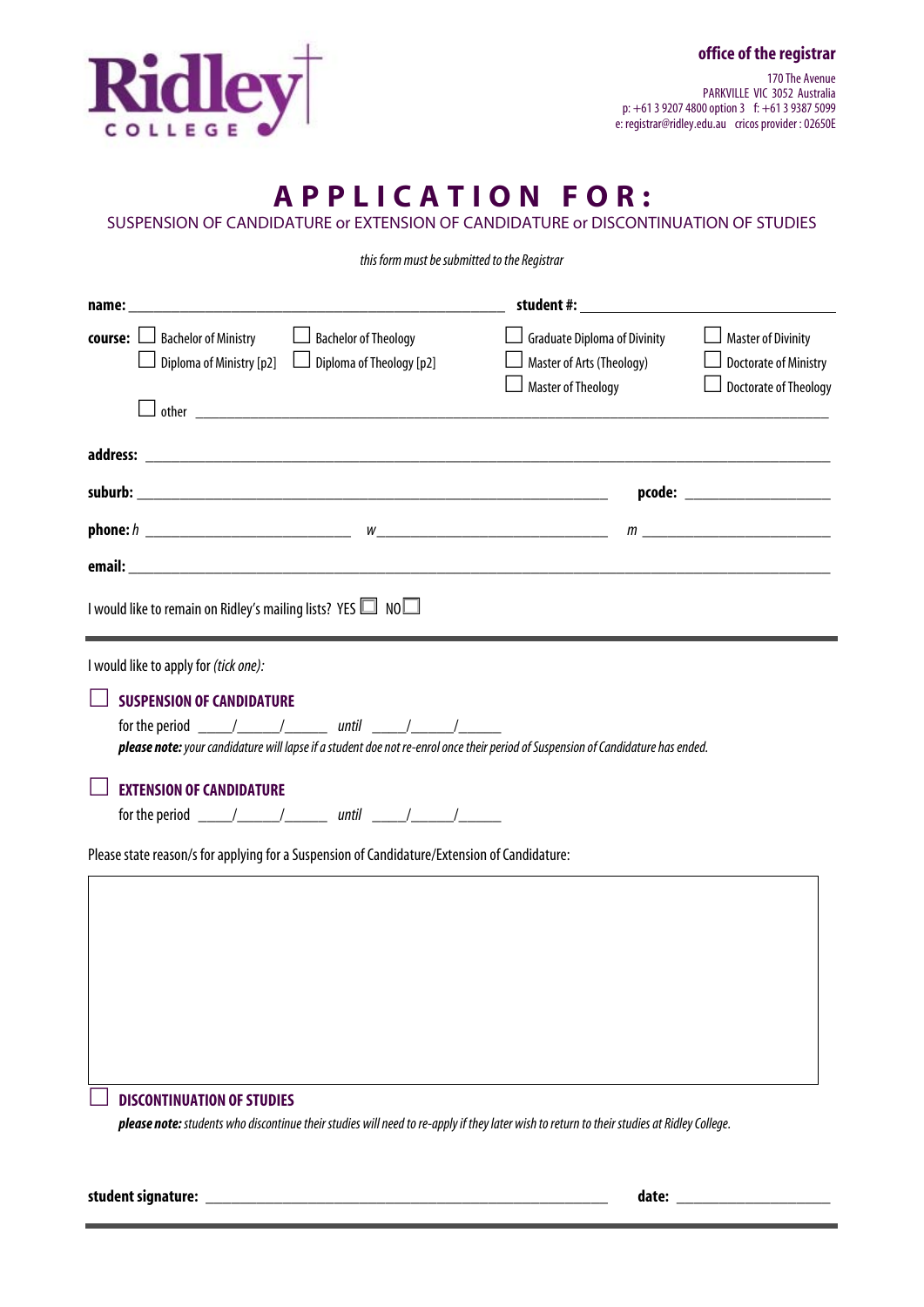**Ridley COLLEGE**

**office of the registrar**

170 The Avenue
PARKVILLE VIC 3052 Australia
p: +61 3 9207 4800 option 3 f: +61 3 9387 5099
e: registrar@ridley.edu.au cricos provider : 02650E

# APPLICATION FOR:

SUSPENSION OF CANDIDATURE or EXTENSION OF CANDIDATURE or DISCONTINUATION OF STUDIES

*this form must be submitted to the Registrar*

**name:** ______________________________ **student #:** ____________________

**course:**
- ☐ Bachelor of Ministry
- ☐ Diploma of Ministry [p2]
- ☐ Bachelor of Theology
- ☐ Diploma of Theology [p2]
- ☐ Graduate Diploma of Divinity
- ☐ Master of Arts (Theology)
- ☐ Master of Theology
- ☐ Master of Divinity
- ☐ Doctorate of Ministry
- ☐ Doctorate of Theology
- ☐ other ______________________________

**address:** ______________________________

**suburb:** ______________________________ **pcode:** ____________

**phone:** *h* ____________ *w* ____________ *m* ____________

**email:** ______________________________

I would like to remain on Ridley's mailing lists? YES ☐ NO ☐

---

I would like to apply for *(tick one)*:

☐ **SUSPENSION OF CANDIDATURE**

for the period ____/____/____ *until* ____/____/____

***please note:*** *your candidature will lapse if a student doe not re-enrol once their period of Suspension of Candidature has ended.*

☐ **EXTENSION OF CANDIDATURE**

for the period ____/____/____ *until* ____/____/____

Please state reason/s for applying for a Suspension of Candidature/Extension of Candidature:

______________________________

☐ **DISCONTINUATION OF STUDIES**

***please note:*** *students who discontinue their studies will need to re-apply if they later wish to return to their studies at Ridley College.*

**student signature:** ______________________________ **date:** ____________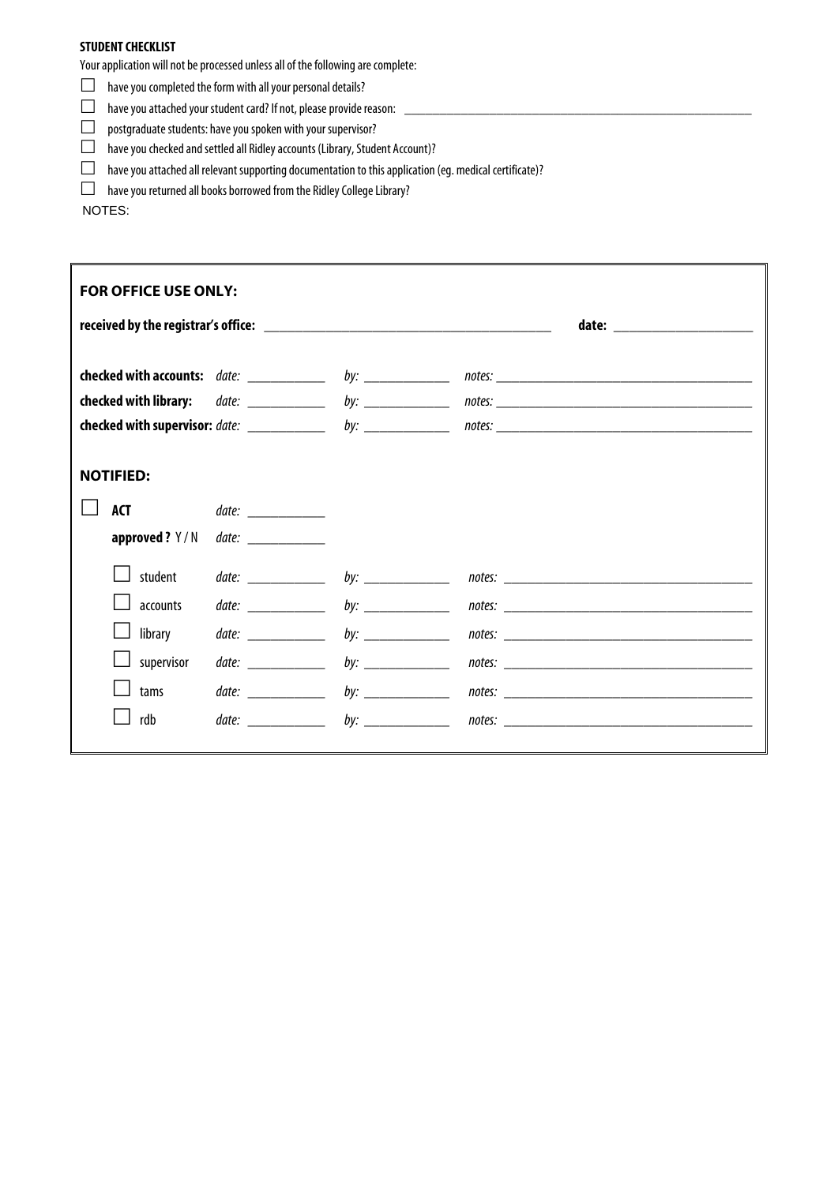**STUDENT CHECKLIST**

Your application will not be processed unless all of the following are complete:

- ☐ have you completed the form with all your personal details?
- ☐ have you attached your student card? If not, please provide reason: ___________________________
- ☐ postgraduate students: have you spoken with your supervisor?
- ☐ have you checked and settled all Ridley accounts (Library, Student Account)?
- ☐ have you attached all relevant supporting documentation to this application (eg. medical certificate)?
- ☐ have you returned all books borrowed from the Ridley College Library?

NOTES:

## FOR OFFICE USE ONLY:

**received by the registrar's office:** ___________________________ **date:** ______________

| | | | |
|---|---|---|---|
| **checked with accounts:** | *date:* ________ | *by:* ________ | *notes:* ________________ |
| **checked with library:** | *date:* ________ | *by:* ________ | *notes:* ________________ |
| **checked with supervisor:** | *date:* ________ | *by:* ________ | *notes:* ________________ |

## NOTIFIED:

☐ **ACT** *date:* ________

**approved ?** Y / N *date:* ________

| | | | |
|---|---|---|---|
| ☐ student | *date:* ________ | *by:* ________ | *notes:* ________________ |
| ☐ accounts | *date:* ________ | *by:* ________ | *notes:* ________________ |
| ☐ library | *date:* ________ | *by:* ________ | *notes:* ________________ |
| ☐ supervisor | *date:* ________ | *by:* ________ | *notes:* ________________ |
| ☐ tams | *date:* ________ | *by:* ________ | *notes:* ________________ |
| ☐ rdb | *date:* ________ | *by:* ________ | *notes:* ________________ |